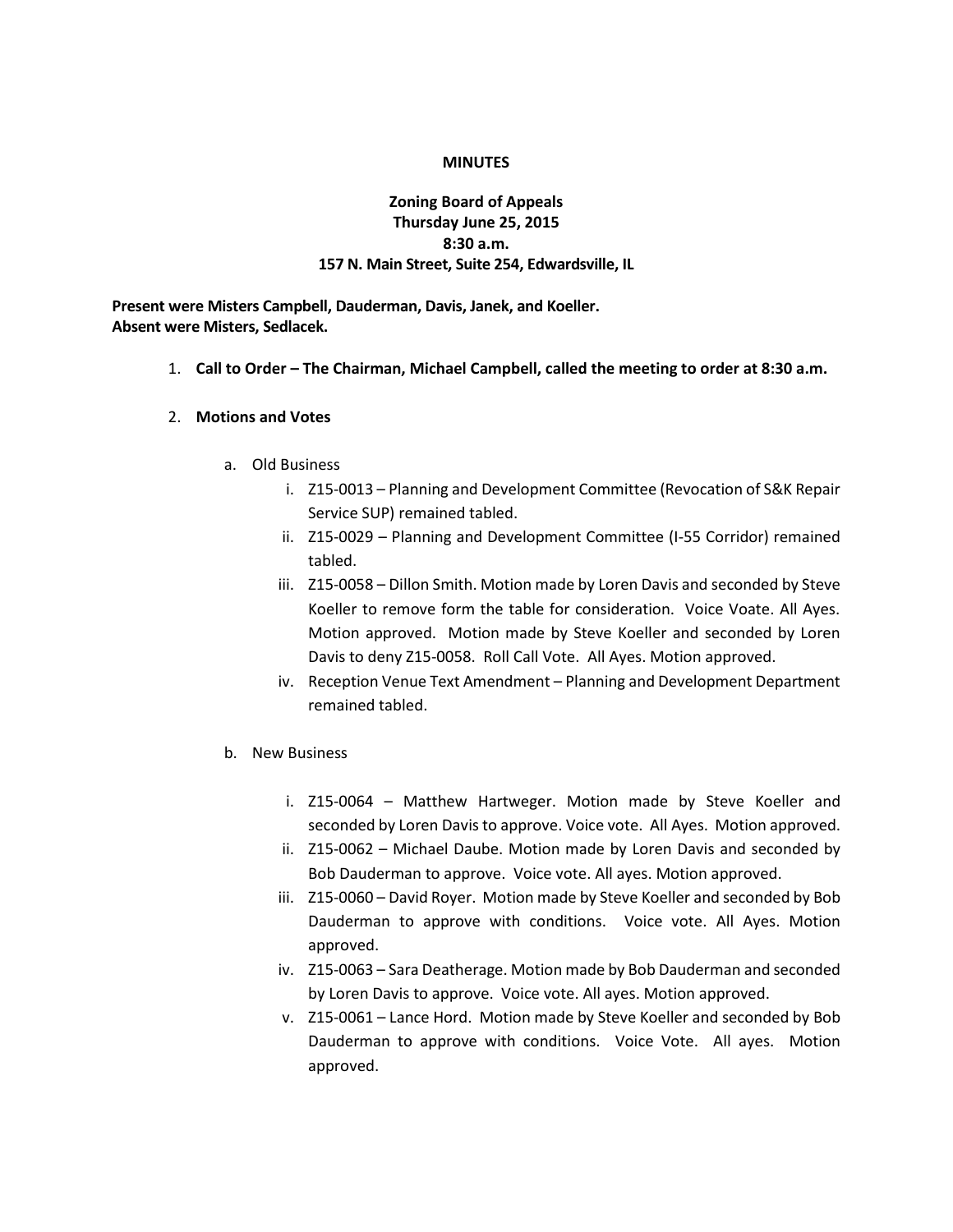**MINUTES**

**Zoning Board of Appeals**
**Thursday June 25, 2015**
**8:30 a.m.**
**157 N. Main Street, Suite 254, Edwardsville, IL**

**Present were Misters Campbell, Dauderman, Davis, Janek, and Koeller.**
**Absent were Misters, Sedlacek.**

1. **Call to Order – The Chairman, Michael Campbell, called the meeting to order at 8:30 a.m.**

2. **Motions and Votes**

   a. Old Business

      i. Z15-0013 – Planning and Development Committee (Revocation of S&K Repair Service SUP) remained tabled.

      ii. Z15-0029 – Planning and Development Committee (I-55 Corridor) remained tabled.

      iii. Z15-0058 – Dillon Smith. Motion made by Loren Davis and seconded by Steve Koeller to remove form the table for consideration. Voice Voate. All Ayes. Motion approved. Motion made by Steve Koeller and seconded by Loren Davis to deny Z15-0058. Roll Call Vote. All Ayes. Motion approved.

      iv. Reception Venue Text Amendment – Planning and Development Department remained tabled.

   b. New Business

      i. Z15-0064 – Matthew Hartweger. Motion made by Steve Koeller and seconded by Loren Davis to approve. Voice vote. All Ayes. Motion approved.

      ii. Z15-0062 – Michael Daube. Motion made by Loren Davis and seconded by Bob Dauderman to approve. Voice vote. All ayes. Motion approved.

      iii. Z15-0060 – David Royer. Motion made by Steve Koeller and seconded by Bob Dauderman to approve with conditions. Voice vote. All Ayes. Motion approved.

      iv. Z15-0063 – Sara Deatherage. Motion made by Bob Dauderman and seconded by Loren Davis to approve. Voice vote. All ayes. Motion approved.

      v. Z15-0061 – Lance Hord. Motion made by Steve Koeller and seconded by Bob Dauderman to approve with conditions. Voice Vote. All ayes. Motion approved.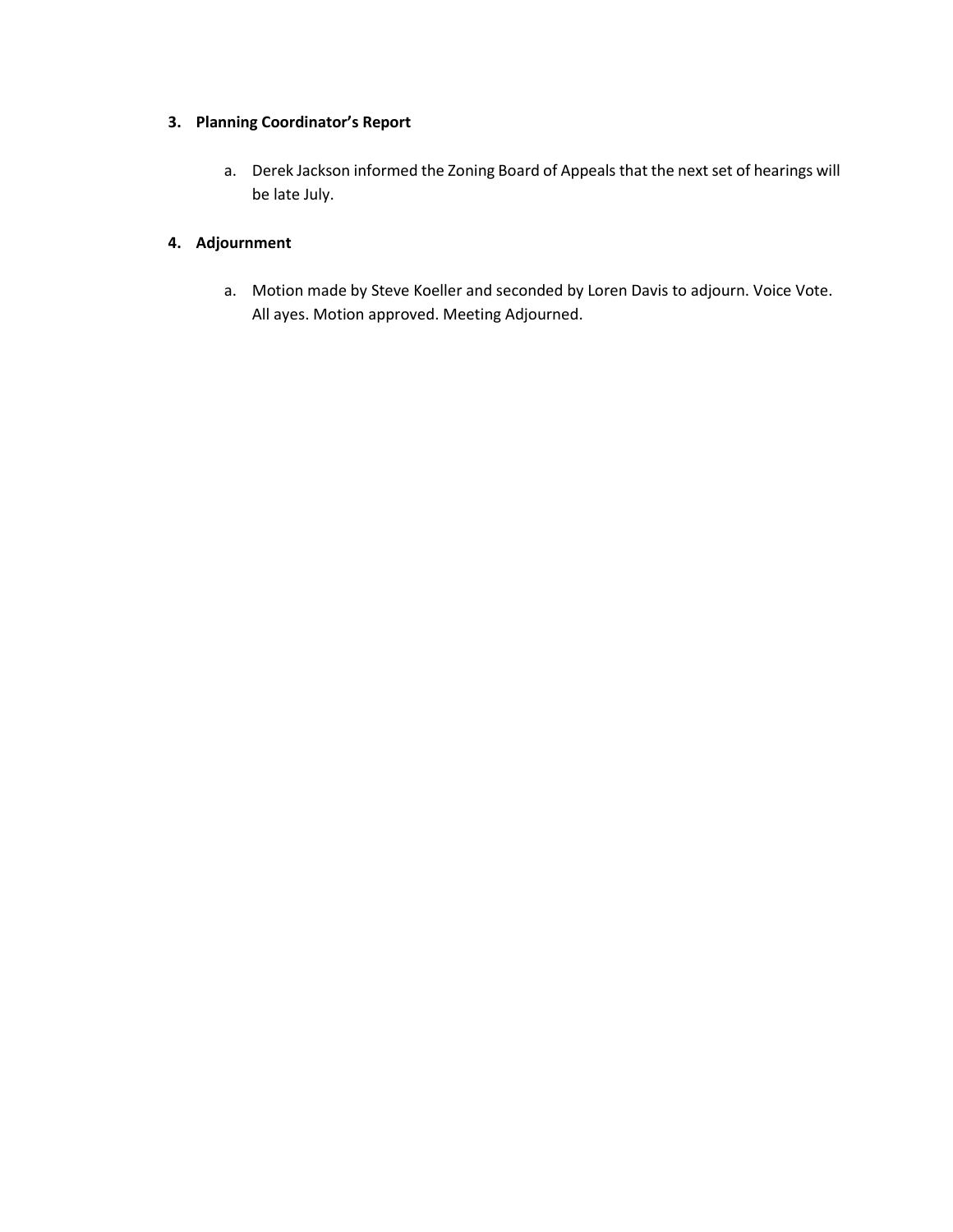3. **Planning Coordinator's Report**

    a. Derek Jackson informed the Zoning Board of Appeals that the next set of hearings will be late July.

4. **Adjournment**

    a. Motion made by Steve Koeller and seconded by Loren Davis to adjourn. Voice Vote. All ayes. Motion approved. Meeting Adjourned.